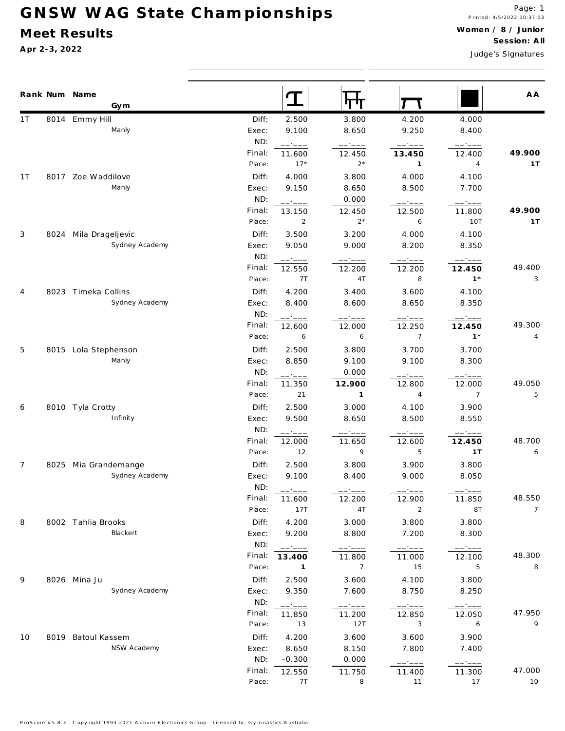# GNSW WAG State Championships

## Meet Results

**Apr 2-3, 2022**

**Women / 8 / Junior**
**Session: All**

Judge's Signatures

| Rank | Num | Name / Gym | | Vault | Bars | Beam | Floor | AA |
|---|---|---|---|---|---|---|---|---|
| 1T | 8014 | Emmy Hill | Diff: | 2.500 | 3.800 | 4.200 | 4.000 | |
| | | Manly | Exec: | 9.100 | 8.650 | 9.250 | 8.400 | |
| | | | ND: | __.___ | __.___ | __.___ | __.___ | |
| | | | Final: | 11.600 | 12.450 | **13.450** | 12.400 | **49.900** |
| | | | Place: | 17* | 2* | **1** | 4 | **1T** |
| 1T | 8017 | Zoe Waddilove | Diff: | 4.000 | 3.800 | 4.000 | 4.100 | |
| | | Manly | Exec: | 9.150 | 8.650 | 8.500 | 7.700 | |
| | | | ND: | __.___ | 0.000 | __.___ | __.___ | |
| | | | Final: | 13.150 | 12.450 | 12.500 | 11.800 | **49.900** |
| | | | Place: | 2 | 2* | 6 | 10T | **1T** |
| 3 | 8024 | Mila Drageljevic | Diff: | 3.500 | 3.200 | 4.000 | 4.100 | |
| | | Sydney Academy | Exec: | 9.050 | 9.000 | 8.200 | 8.350 | |
| | | | ND: | __.___ | __.___ | __.___ | __.___ | |
| | | | Final: | 12.550 | 12.200 | 12.200 | **12.450** | 49.400 |
| | | | Place: | 7T | 4T | 8 | **1*** | 3 |
| 4 | 8023 | Timeka Collins | Diff: | 4.200 | 3.400 | 3.600 | 4.100 | |
| | | Sydney Academy | Exec: | 8.400 | 8.600 | 8.650 | 8.350 | |
| | | | ND: | __.___ | __.___ | __.___ | __.___ | |
| | | | Final: | 12.600 | 12.000 | 12.250 | **12.450** | 49.300 |
| | | | Place: | 6 | 6 | 7 | **1*** | 4 |
| 5 | 8015 | Lola Stephenson | Diff: | 2.500 | 3.800 | 3.700 | 3.700 | |
| | | Manly | Exec: | 8.850 | 9.100 | 9.100 | 8.300 | |
| | | | ND: | __.___ | 0.000 | __.___ | __.___ | |
| | | | Final: | 11.350 | **12.900** | 12.800 | 12.000 | 49.050 |
| | | | Place: | 21 | **1** | 4 | 7 | 5 |
| 6 | 8010 | Tyla Crotty | Diff: | 2.500 | 3.000 | 4.100 | 3.900 | |
| | | Infinity | Exec: | 9.500 | 8.650 | 8.500 | 8.550 | |
| | | | ND: | __.___ | __.___ | __.___ | __.___ | |
| | | | Final: | 12.000 | 11.650 | 12.600 | **12.450** | 48.700 |
| | | | Place: | 12 | 9 | 5 | **1T** | 6 |
| 7 | 8025 | Mia Grandemange | Diff: | 2.500 | 3.800 | 3.900 | 3.800 | |
| | | Sydney Academy | Exec: | 9.100 | 8.400 | 9.000 | 8.050 | |
| | | | ND: | __.___ | __.___ | __.___ | __.___ | |
| | | | Final: | 11.600 | 12.200 | 12.900 | 11.850 | 48.550 |
| | | | Place: | 17T | 4T | 2 | 8T | 7 |
| 8 | 8002 | Tahlia Brooks | Diff: | 4.200 | 3.000 | 3.800 | 3.800 | |
| | | Blackert | Exec: | 9.200 | 8.800 | 7.200 | 8.300 | |
| | | | ND: | __.___ | __.___ | __.___ | __.___ | |
| | | | Final: | **13.400** | 11.800 | 11.000 | 12.100 | 48.300 |
| | | | Place: | **1** | 7 | 15 | 5 | 8 |
| 9 | 8026 | Mina Ju | Diff: | 2.500 | 3.600 | 4.100 | 3.800 | |
| | | Sydney Academy | Exec: | 9.350 | 7.600 | 8.750 | 8.250 | |
| | | | ND: | __.___ | __.___ | __.___ | __.___ | |
| | | | Final: | 11.850 | 11.200 | 12.850 | 12.050 | 47.950 |
| | | | Place: | 13 | 12T | 3 | 6 | 9 |
| 10 | 8019 | Batoul Kassem | Diff: | 4.200 | 3.600 | 3.600 | 3.900 | |
| | | NSW Academy | Exec: | 8.650 | 8.150 | 7.800 | 7.400 | |
| | | | ND: | -0.300 | 0.000 | __.___ | __.___ | |
| | | | Final: | 12.550 | 11.750 | 11.400 | 11.300 | 47.000 |
| | | | Place: | 7T | 8 | 11 | 17 | 10 |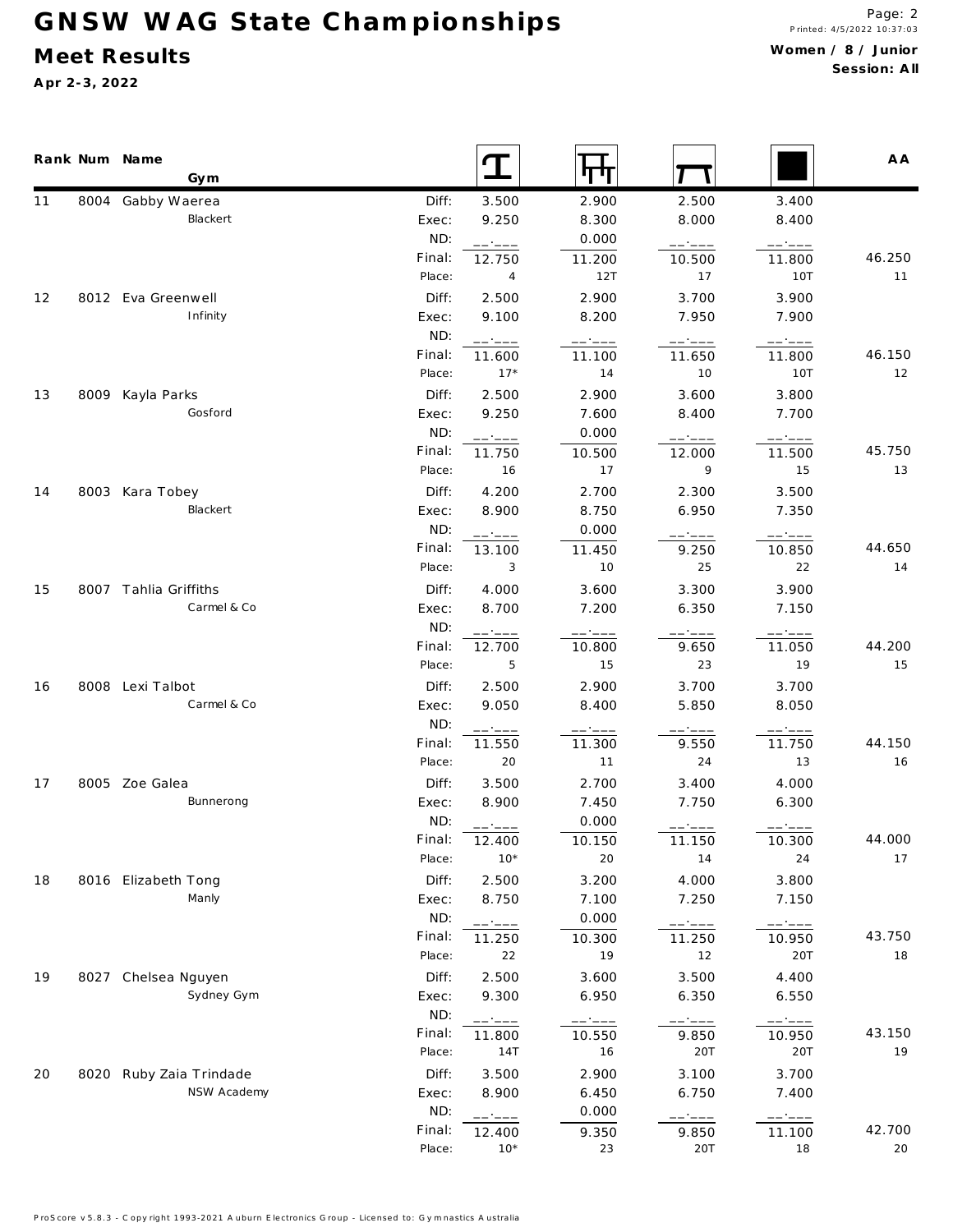# GNSW WAG State Championships

## Meet Results

**Apr 2-3, 2022**

**Women / 8 / Junior**
**Session: All**

| Rank | Num | Name / Gym | | Vault | Bars | Beam | Floor | AA |
|---|---|---|---|---|---|---|---|---|
| 11 | 8004 | Gabby Waerea | Diff: | 3.500 | 2.900 | 2.500 | 3.400 | |
| | | Blackert | Exec: | 9.250 | 8.300 | 8.000 | 8.400 | |
| | | | ND: | __.___ | 0.000 | __.___ | __.___ | |
| | | | Final: | 12.750 | 11.200 | 10.500 | 11.800 | 46.250 |
| | | | Place: | 4 | 12T | 17 | 10T | 11 |
| 12 | 8012 | Eva Greenwell | Diff: | 2.500 | 2.900 | 3.700 | 3.900 | |
| | | Infinity | Exec: | 9.100 | 8.200 | 7.950 | 7.900 | |
| | | | ND: | __.___ | __.___ | __.___ | __.___ | |
| | | | Final: | 11.600 | 11.100 | 11.650 | 11.800 | 46.150 |
| | | | Place: | 17* | 14 | 10 | 10T | 12 |
| 13 | 8009 | Kayla Parks | Diff: | 2.500 | 2.900 | 3.600 | 3.800 | |
| | | Gosford | Exec: | 9.250 | 7.600 | 8.400 | 7.700 | |
| | | | ND: | __.___ | 0.000 | __.___ | __.___ | |
| | | | Final: | 11.750 | 10.500 | 12.000 | 11.500 | 45.750 |
| | | | Place: | 16 | 17 | 9 | 15 | 13 |
| 14 | 8003 | Kara Tobey | Diff: | 4.200 | 2.700 | 2.300 | 3.500 | |
| | | Blackert | Exec: | 8.900 | 8.750 | 6.950 | 7.350 | |
| | | | ND: | __.___ | 0.000 | __.___ | __.___ | |
| | | | Final: | 13.100 | 11.450 | 9.250 | 10.850 | 44.650 |
| | | | Place: | 3 | 10 | 25 | 22 | 14 |
| 15 | 8007 | Tahlia Griffiths | Diff: | 4.000 | 3.600 | 3.300 | 3.900 | |
| | | Carmel & Co | Exec: | 8.700 | 7.200 | 6.350 | 7.150 | |
| | | | ND: | __.___ | __.___ | __.___ | __.___ | |
| | | | Final: | 12.700 | 10.800 | 9.650 | 11.050 | 44.200 |
| | | | Place: | 5 | 15 | 23 | 19 | 15 |
| 16 | 8008 | Lexi Talbot | Diff: | 2.500 | 2.900 | 3.700 | 3.700 | |
| | | Carmel & Co | Exec: | 9.050 | 8.400 | 5.850 | 8.050 | |
| | | | ND: | __.___ | __.___ | __.___ | __.___ | |
| | | | Final: | 11.550 | 11.300 | 9.550 | 11.750 | 44.150 |
| | | | Place: | 20 | 11 | 24 | 13 | 16 |
| 17 | 8005 | Zoe Galea | Diff: | 3.500 | 2.700 | 3.400 | 4.000 | |
| | | Bunnerong | Exec: | 8.900 | 7.450 | 7.750 | 6.300 | |
| | | | ND: | __.___ | 0.000 | __.___ | __.___ | |
| | | | Final: | 12.400 | 10.150 | 11.150 | 10.300 | 44.000 |
| | | | Place: | 10* | 20 | 14 | 24 | 17 |
| 18 | 8016 | Elizabeth Tong | Diff: | 2.500 | 3.200 | 4.000 | 3.800 | |
| | | Manly | Exec: | 8.750 | 7.100 | 7.250 | 7.150 | |
| | | | ND: | __.___ | 0.000 | __.___ | __.___ | |
| | | | Final: | 11.250 | 10.300 | 11.250 | 10.950 | 43.750 |
| | | | Place: | 22 | 19 | 12 | 20T | 18 |
| 19 | 8027 | Chelsea Nguyen | Diff: | 2.500 | 3.600 | 3.500 | 4.400 | |
| | | Sydney Gym | Exec: | 9.300 | 6.950 | 6.350 | 6.550 | |
| | | | ND: | __.___ | __.___ | __.___ | __.___ | |
| | | | Final: | 11.800 | 10.550 | 9.850 | 10.950 | 43.150 |
| | | | Place: | 14T | 16 | 20T | 20T | 19 |
| 20 | 8020 | Ruby Zaia Trindade | Diff: | 3.500 | 2.900 | 3.100 | 3.700 | |
| | | NSW Academy | Exec: | 8.900 | 6.450 | 6.750 | 7.400 | |
| | | | ND: | __.___ | 0.000 | __.___ | __.___ | |
| | | | Final: | 12.400 | 9.350 | 9.850 | 11.100 | 42.700 |
| | | | Place: | 10* | 23 | 20T | 18 | 20 |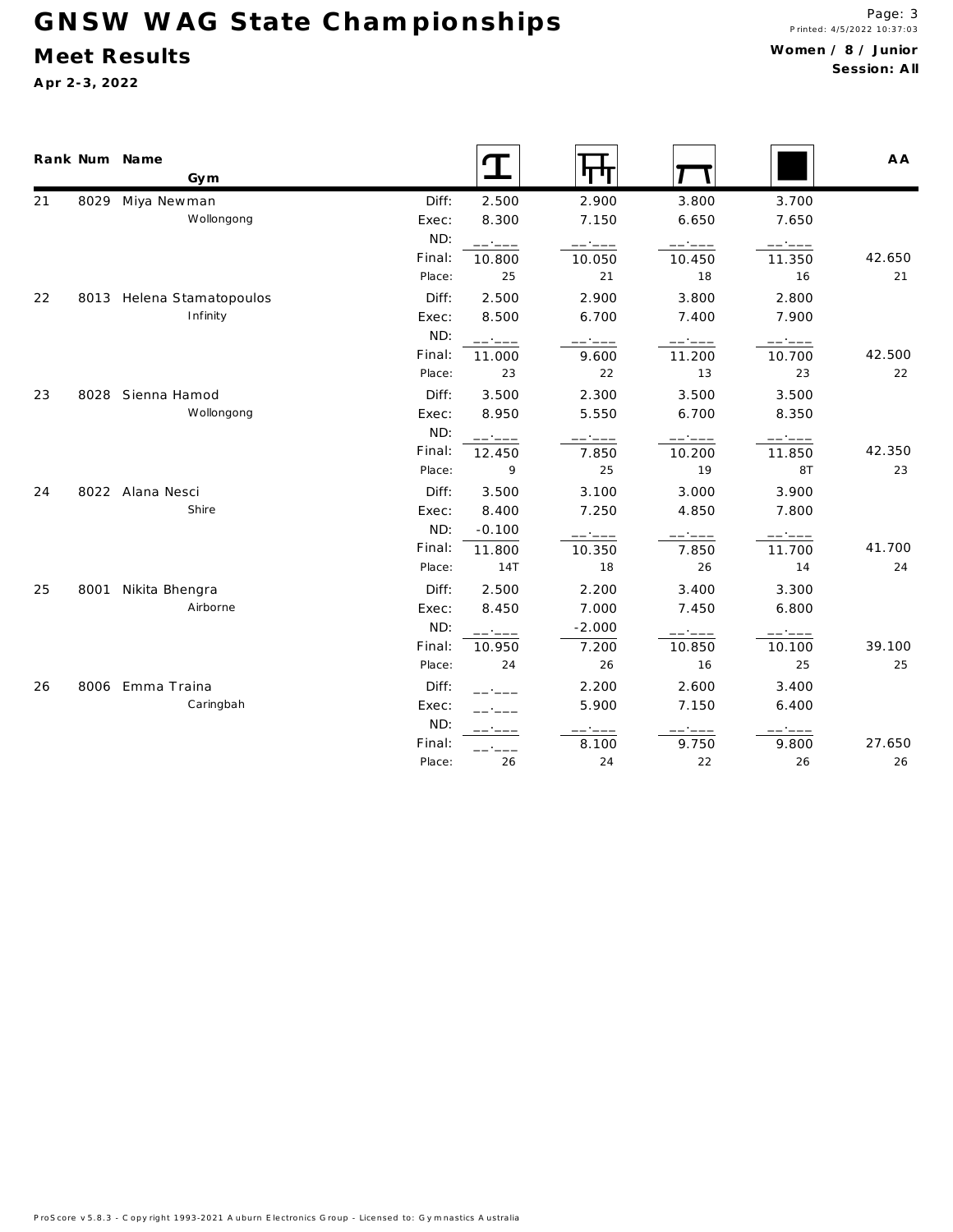# GNSW WAG State Championships

## Meet Results

**Apr 2-3, 2022**

**Women / 8 / Junior**
**Session: All**

| Rank | Num | Name / Gym | | Vault | Bars | Beam | Floor | AA |
|---|---|---|---|---|---|---|---|---|
| 21 | 8029 | Miya Newman | Diff: | 2.500 | 2.900 | 3.800 | 3.700 | |
| | | Wollongong | Exec: | 8.300 | 7.150 | 6.650 | 7.650 | |
| | | | ND: | __.___ | __.___ | __.___ | __.___ | |
| | | | Final: | 10.800 | 10.050 | 10.450 | 11.350 | 42.650 |
| | | | Place: | 25 | 21 | 18 | 16 | 21 |
| 22 | 8013 | Helena Stamatopoulos | Diff: | 2.500 | 2.900 | 3.800 | 2.800 | |
| | | Infinity | Exec: | 8.500 | 6.700 | 7.400 | 7.900 | |
| | | | ND: | __.___ | __.___ | __.___ | __.___ | |
| | | | Final: | 11.000 | 9.600 | 11.200 | 10.700 | 42.500 |
| | | | Place: | 23 | 22 | 13 | 23 | 22 |
| 23 | 8028 | Sienna Hamod | Diff: | 3.500 | 2.300 | 3.500 | 3.500 | |
| | | Wollongong | Exec: | 8.950 | 5.550 | 6.700 | 8.350 | |
| | | | ND: | __.___ | __.___ | __.___ | __.___ | |
| | | | Final: | 12.450 | 7.850 | 10.200 | 11.850 | 42.350 |
| | | | Place: | 9 | 25 | 19 | 8T | 23 |
| 24 | 8022 | Alana Nesci | Diff: | 3.500 | 3.100 | 3.000 | 3.900 | |
| | | Shire | Exec: | 8.400 | 7.250 | 4.850 | 7.800 | |
| | | | ND: | -0.100 | __.___ | __.___ | __.___ | |
| | | | Final: | 11.800 | 10.350 | 7.850 | 11.700 | 41.700 |
| | | | Place: | 14T | 18 | 26 | 14 | 24 |
| 25 | 8001 | Nikita Bhengra | Diff: | 2.500 | 2.200 | 3.400 | 3.300 | |
| | | Airborne | Exec: | 8.450 | 7.000 | 7.450 | 6.800 | |
| | | | ND: | __.___ | -2.000 | __.___ | __.___ | |
| | | | Final: | 10.950 | 7.200 | 10.850 | 10.100 | 39.100 |
| | | | Place: | 24 | 26 | 16 | 25 | 25 |
| 26 | 8006 | Emma Traina | Diff: | __.___ | 2.200 | 2.600 | 3.400 | |
| | | Caringbah | Exec: | __.___ | 5.900 | 7.150 | 6.400 | |
| | | | ND: | __.___ | __.___ | __.___ | __.___ | |
| | | | Final: | __.___ | 8.100 | 9.750 | 9.800 | 27.650 |
| | | | Place: | 26 | 24 | 22 | 26 | 26 |

ProScore v5.8.3 - Copyright 1993-2021 Auburn Electronics Group - Licensed to: Gymnastics Australia